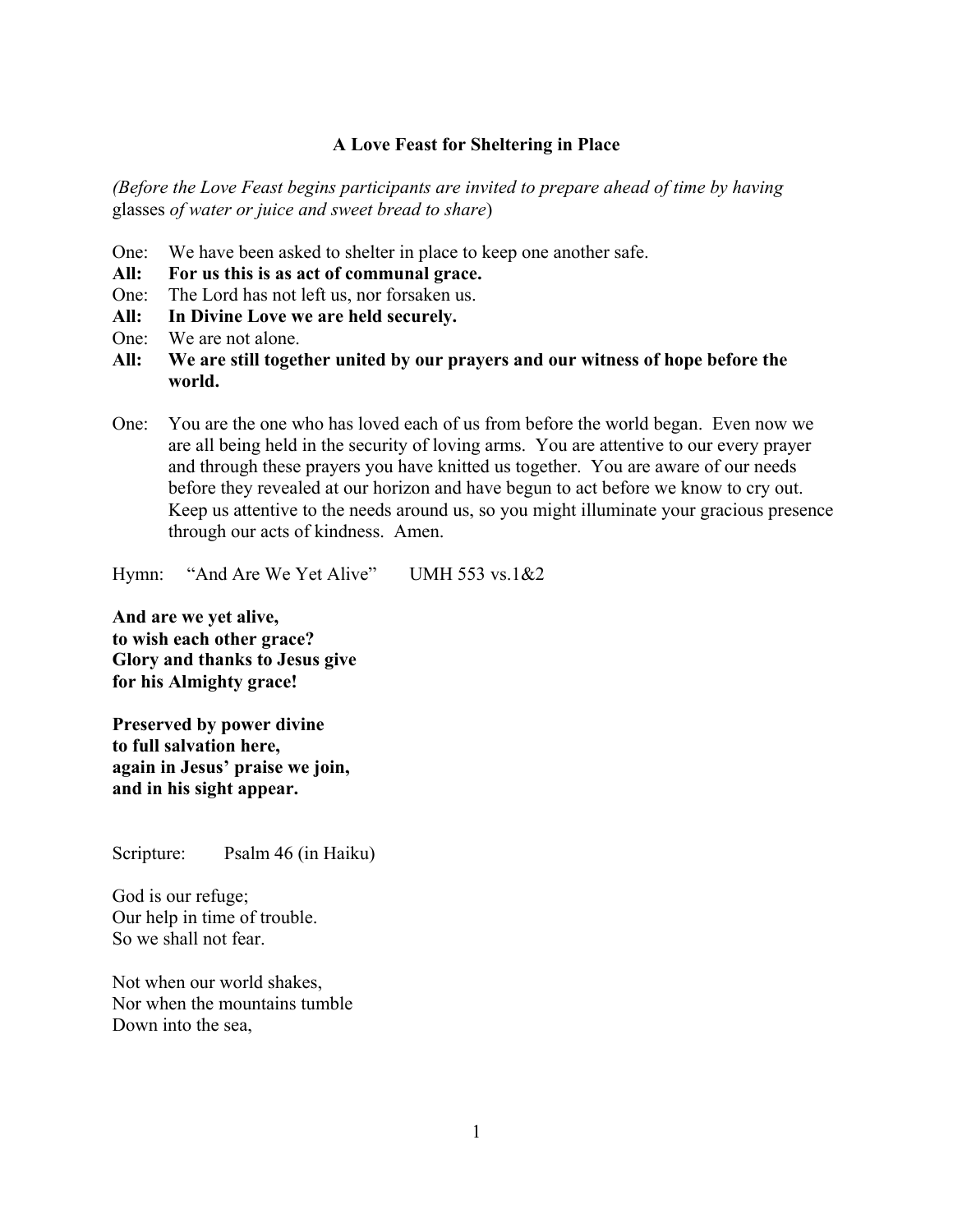**A Love Feast for Sheltering in Place**

*(Before the Love Feast begins participants are invited to prepare ahead of time by having* glasses *of water or juice and sweet bread to share*)

One: We have been asked to shelter in place to keep one another safe.
**All: For us this is as act of communal grace.**
One: The Lord has not left us, nor forsaken us.
**All: In Divine Love we are held securely.**
One: We are not alone.
**All: We are still together united by our prayers and our witness of hope before the world.**

One: You are the one who has loved each of us from before the world began. Even now we are all being held in the security of loving arms. You are attentive to our every prayer and through these prayers you have knitted us together. You are aware of our needs before they revealed at our horizon and have begun to act before we know to cry out. Keep us attentive to the needs around us, so you might illuminate your gracious presence through our acts of kindness. Amen.

Hymn: "And Are We Yet Alive" UMH 553 vs.1&2

**And are we yet alive,
to wish each other grace?
Glory and thanks to Jesus give
for his Almighty grace!**

**Preserved by power divine
to full salvation here,
again in Jesus' praise we join,
and in his sight appear.**

Scripture: Psalm 46 (in Haiku)

God is our refuge;
Our help in time of trouble.
So we shall not fear.

Not when our world shakes,
Nor when the mountains tumble
Down into the sea,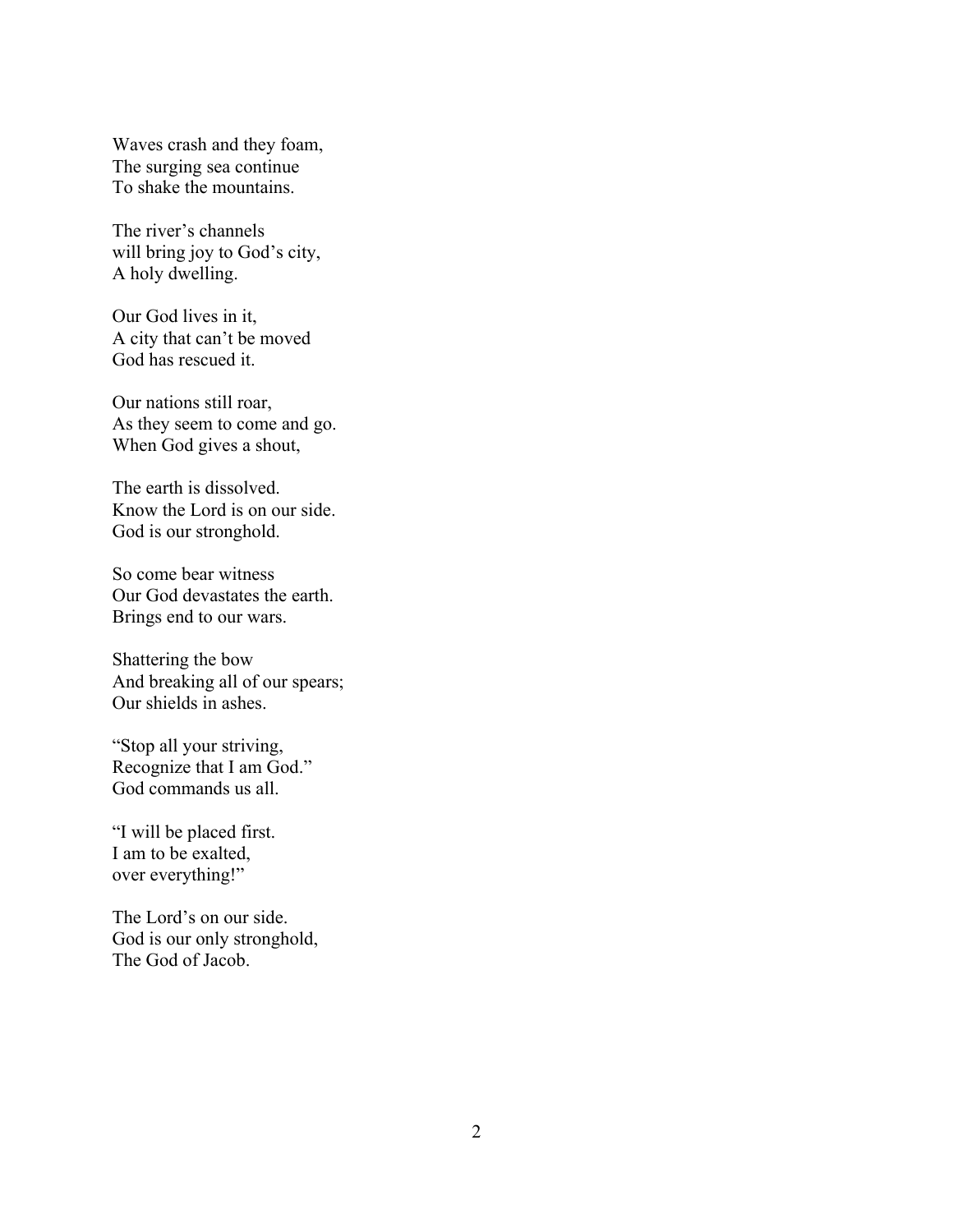Waves crash and they foam,  
The surging sea continue  
To shake the mountains.

The river's channels  
will bring joy to God's city,  
A holy dwelling.

Our God lives in it,  
A city that can't be moved  
God has rescued it.

Our nations still roar,  
As they seem to come and go.  
When God gives a shout,

The earth is dissolved.  
Know the Lord is on our side.  
God is our stronghold.

So come bear witness  
Our God devastates the earth.  
Brings end to our wars.

Shattering the bow  
And breaking all of our spears;  
Our shields in ashes.

"Stop all your striving,  
Recognize that I am God."  
God commands us all.

"I will be placed first.  
I am to be exalted,  
over everything!"

The Lord's on our side.  
God is our only stronghold,  
The God of Jacob.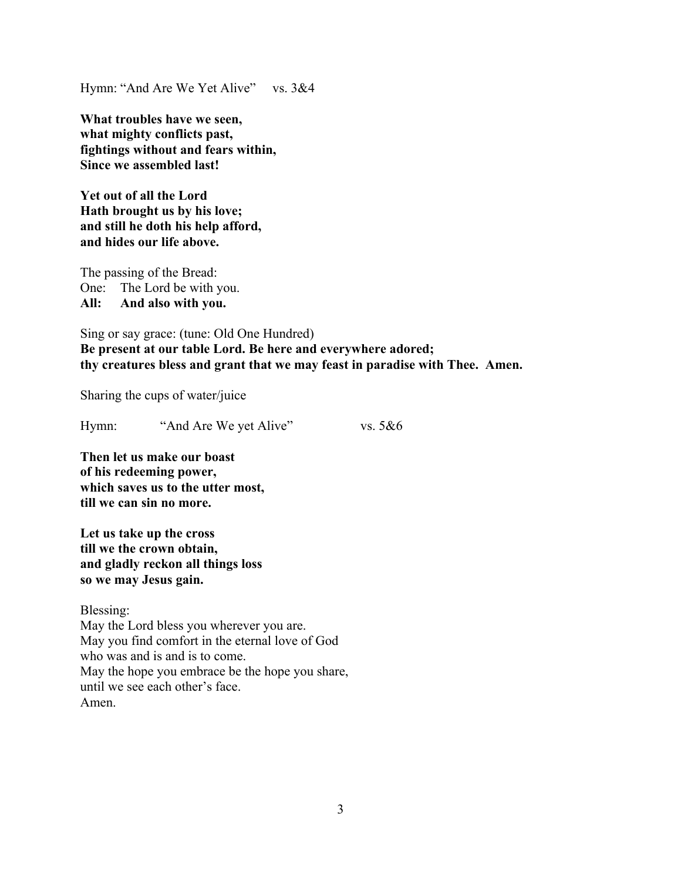Hymn: "And Are We Yet Alive"     vs. 3&4

**What troubles have we seen,**
**what mighty conflicts past,**
**fightings without and fears within,**
**Since we assembled last!**

**Yet out of all the Lord**
**Hath brought us by his love;**
**and still he doth his help afford,**
**and hides our life above.**

The passing of the Bread:
One:  The Lord be with you.
**All:  And also with you.**

Sing or say grace: (tune: Old One Hundred)
**Be present at our table Lord. Be here and everywhere adored;**
**thy creatures bless and grant that we may feast in paradise with Thee.  Amen.**

Sharing the cups of water/juice

Hymn:  "And Are We yet Alive"  vs. 5&6

**Then let us make our boast**
**of his redeeming power,**
**which saves us to the utter most,**
**till we can sin no more.**

**Let us take up the cross**
**till we the crown obtain,**
**and gladly reckon all things loss**
**so we may Jesus gain.**

Blessing:
May the Lord bless you wherever you are.
May you find comfort in the eternal love of God
who was and is and is to come.
May the hope you embrace be the hope you share,
until we see each other's face.
Amen.